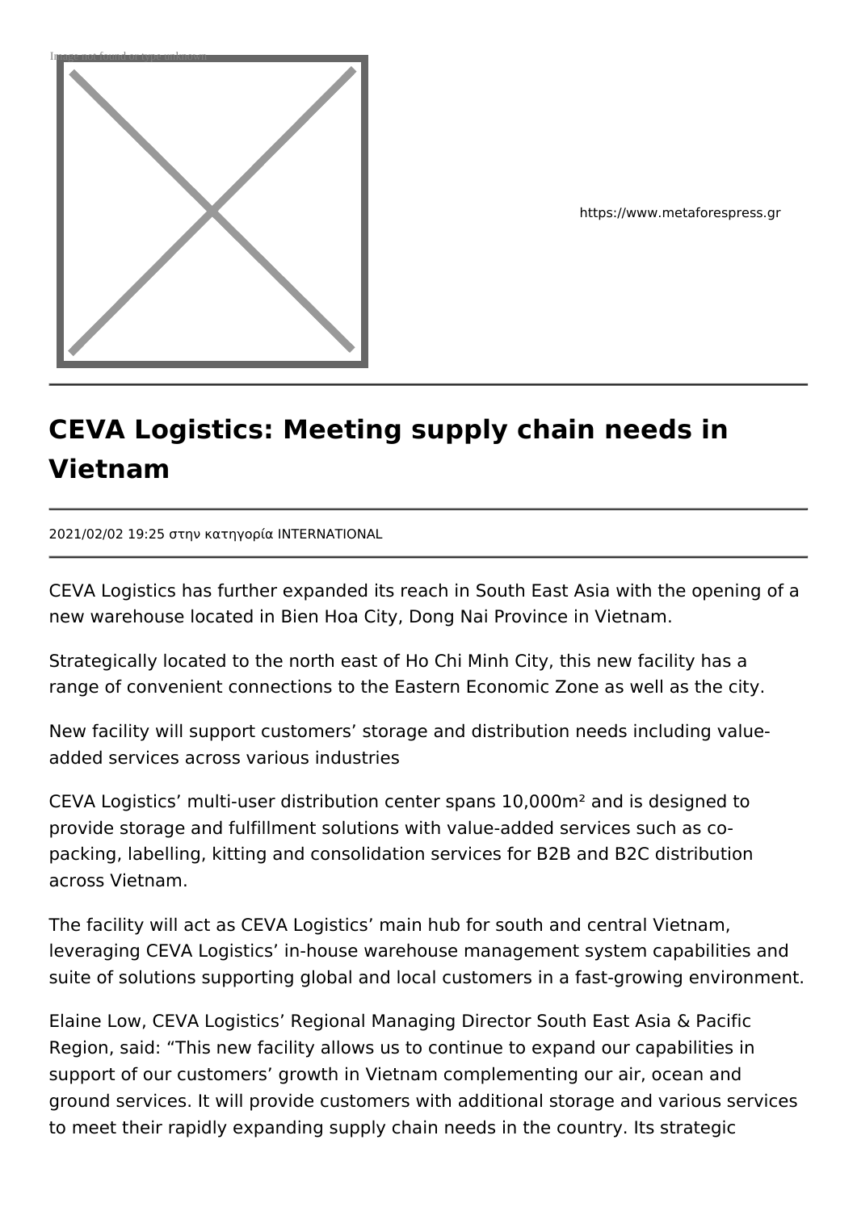https://www.metaforespress.gr

# CEVA Logistics: Meeting supply chain needs in Vietnam

2021/02/02 19:25 στην κατηγορία INTERNATIONAL

CEVA Logistics has further expanded its reach in South East Asia with the opening of a new warehouse located in Bien Hoa City, Dong Nai Province in Vietnam.

Strategically located to the north east of Ho Chi Minh City, this new facility has a range of convenient connections to the Eastern Economic Zone as well as the city.

New facility will support customers' storage and distribution needs including value-added services across various industries

CEVA Logistics' multi-user distribution center spans 10,000m² and is designed to provide storage and fulfillment solutions with value-added services such as co-packing, labelling, kitting and consolidation services for B2B and B2C distribution across Vietnam.

The facility will act as CEVA Logistics' main hub for south and central Vietnam, leveraging CEVA Logistics' in-house warehouse management system capabilities and suite of solutions supporting global and local customers in a fast-growing environment.

Elaine Low, CEVA Logistics' Regional Managing Director South East Asia & Pacific Region, said: "This new facility allows us to continue to expand our capabilities in support of our customers' growth in Vietnam complementing our air, ocean and ground services. It will provide customers with additional storage and various services to meet their rapidly expanding supply chain needs in the country. Its strategic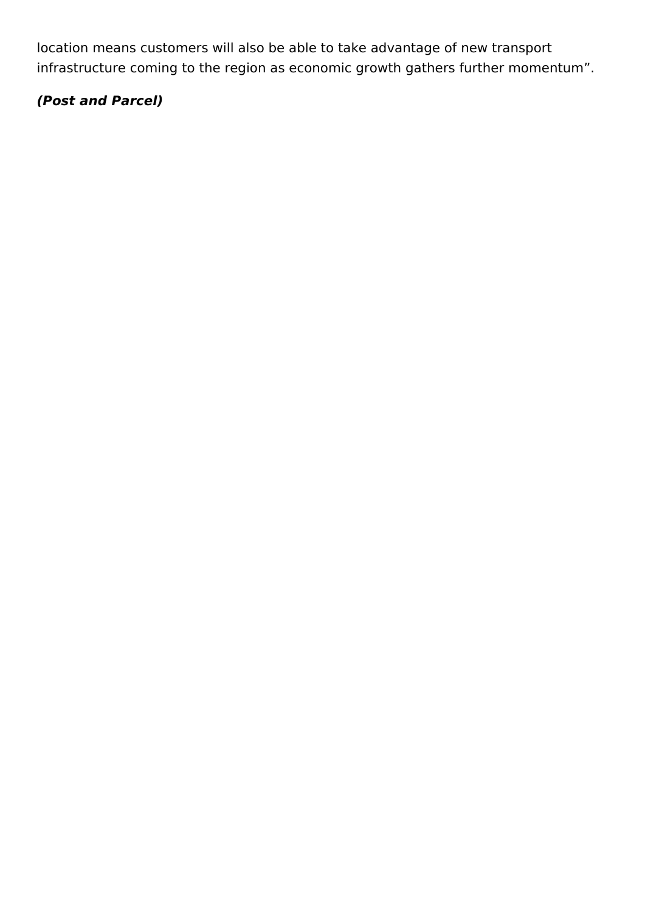location means customers will also be able to take advantage of new transport infrastructure coming to the region as economic growth gathers further momentum".

***(Post and Parcel)***